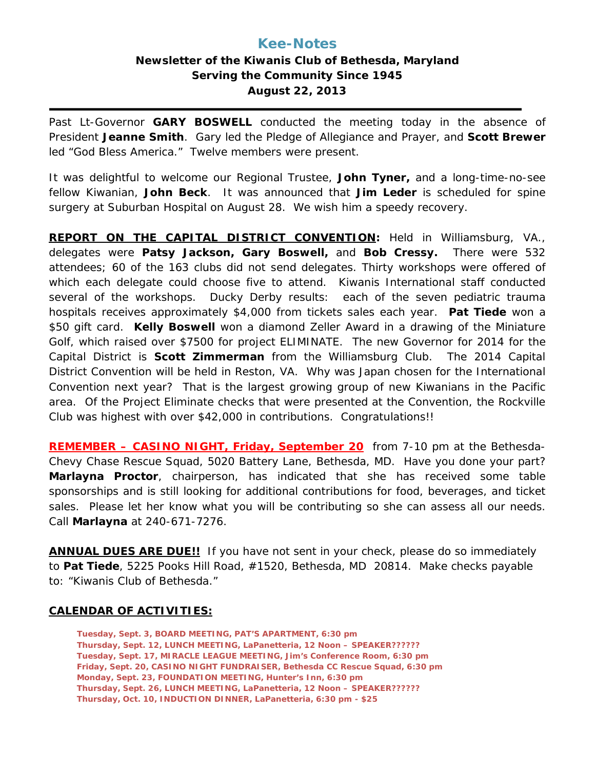# Kee-Notes

## Newsletter of the Kiwanis Club of Bethesda, Maryland
## Serving the Community Since 1945
## August 22, 2013

---

Past Lt-Governor **GARY BOSWELL** conducted the meeting today in the absence of President **Jeanne Smith**. Gary led the Pledge of Allegiance and Prayer, and **Scott Brewer** led "God Bless America." Twelve members were present.

It was delightful to welcome our Regional Trustee, **John Tyner,** and a long-time-no-see fellow Kiwanian, **John Beck**. It was announced that **Jim Leder** is scheduled for spine surgery at Suburban Hospital on August 28. We wish him a speedy recovery.

**REPORT ON THE CAPITAL DISTRICT CONVENTION:** Held in Williamsburg, VA., delegates were **Patsy Jackson, Gary Boswell,** and **Bob Cressy.** There were 532 attendees; 60 of the 163 clubs did not send delegates. Thirty workshops were offered of which each delegate could choose five to attend. Kiwanis International staff conducted several of the workshops. Ducky Derby results: each of the seven pediatric trauma hospitals receives approximately $4,000 from tickets sales each year. **Pat Tiede** won a $50 gift card. **Kelly Boswell** won a diamond Zeller Award in a drawing of the Miniature Golf, which raised over $7500 for project ELIMINATE. The new Governor for 2014 for the Capital District is **Scott Zimmerman** from the Williamsburg Club. The 2014 Capital District Convention will be held in Reston, VA. Why was Japan chosen for the International Convention next year? That is the largest growing group of new Kiwanians in the Pacific area. Of the Project Eliminate checks that were presented at the Convention, the Rockville Club was highest with over $42,000 in contributions. Congratulations!!

**REMEMBER – CASINO NIGHT, Friday, September 20** from 7-10 pm at the Bethesda-Chevy Chase Rescue Squad, 5020 Battery Lane, Bethesda, MD. Have you done your part? **Marlayna Proctor**, chairperson, has indicated that she has received some table sponsorships and is still looking for additional contributions for food, beverages, and ticket sales. Please let her know what you will be contributing so she can assess all our needs. Call **Marlayna** at 240-671-7276.

**ANNUAL DUES ARE DUE!!** If you have not sent in your check, please do so immediately to **Pat Tiede**, 5225 Pooks Hill Road, #1520, Bethesda, MD 20814. Make checks payable to: "Kiwanis Club of Bethesda."

**CALENDAR OF ACTIVITIES:**

- **Tuesday, Sept. 3, BOARD MEETING, PAT'S APARTMENT, 6:30 pm**
- **Thursday, Sept. 12, LUNCH MEETING, LaPanetteria, 12 Noon – SPEAKER??????**
- **Tuesday, Sept. 17, MIRACLE LEAGUE MEETING, Jim's Conference Room, 6:30 pm**
- **Friday, Sept. 20, CASINO NIGHT FUNDRAISER, Bethesda CC Rescue Squad, 6:30 pm**
- **Monday, Sept. 23, FOUNDATION MEETING, Hunter's Inn, 6:30 pm**
- **Thursday, Sept. 26, LUNCH MEETING, LaPanetteria, 12 Noon – SPEAKER??????**
- **Thursday, Oct. 10, INDUCTION DINNER, LaPanetteria, 6:30 pm - $25**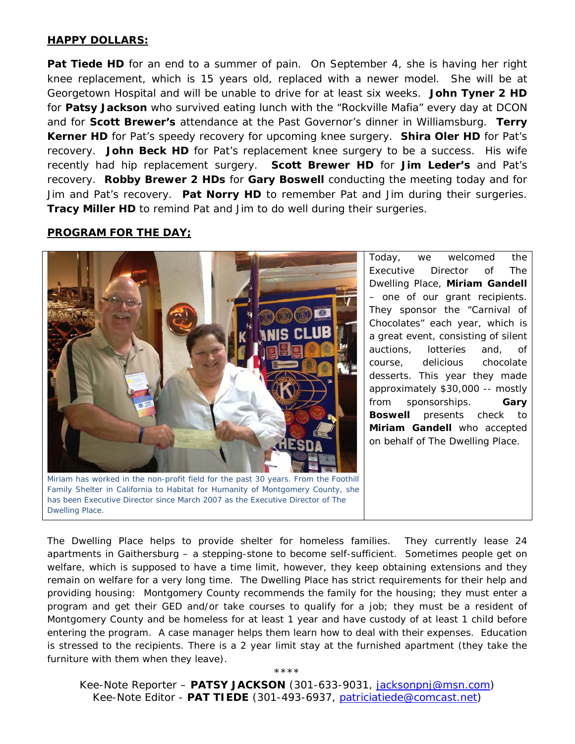## HAPPY DOLLARS:

**Pat Tiede HD** for an end to a summer of pain. On September 4, she is having her right knee replacement, which is 15 years old, replaced with a newer model. She will be at Georgetown Hospital and will be unable to drive for at least six weeks. **John Tyner 2 HD** for **Patsy Jackson** who survived eating lunch with the "Rockville Mafia" every day at DCON and for **Scott Brewer's** attendance at the Past Governor's dinner in Williamsburg. **Terry Kerner HD** for Pat's speedy recovery for upcoming knee surgery. **Shira Oler HD** for Pat's recovery. **John Beck HD** for Pat's replacement knee surgery to be a success. His wife recently had hip replacement surgery. **Scott Brewer HD** for **Jim Leder's** and Pat's recovery. **Robby Brewer 2 HDs** for **Gary Boswell** conducting the meeting today and for Jim and Pat's recovery. **Pat Norry HD** to remember Pat and Jim during their surgeries. **Tracy Miller HD** to remind Pat and Jim to do well during their surgeries.

## PROGRAM FOR THE DAY;

Miriam has worked in the non-profit field for the past 30 years. From the Foothill Family Shelter in California to Habitat for Humanity of Montgomery County, she has been Executive Director since March 2007 as the Executive Director of The Dwelling Place.

Today, we welcomed the Executive Director of The Dwelling Place, **Miriam Gandell** – one of our grant recipients. They sponsor the "Carnival of Chocolates" each year, which is a great event, consisting of silent auctions, lotteries and, of course, delicious chocolate desserts. This year they made approximately $30,000 -- mostly from sponsorships. **Gary Boswell** presents check to **Miriam Gandell** who accepted on behalf of The Dwelling Place.

The Dwelling Place helps to provide shelter for homeless families. They currently lease 24 apartments in Gaithersburg – a stepping-stone to become self-sufficient. Sometimes people get on welfare, which is supposed to have a time limit, however, they keep obtaining extensions and they remain on welfare for a very long time. The Dwelling Place has strict requirements for their help and providing housing: Montgomery County recommends the family for the housing; they must enter a program and get their GED and/or take courses to qualify for a job; they must be a resident of Montgomery County and be homeless for at least 1 year and have custody of at least 1 child before entering the program. A case manager helps them learn how to deal with their expenses. Education is stressed to the recipients. There is a 2 year limit stay at the furnished apartment (they take the furniture with them when they leave).

\*\*\*\*

Kee-Note Reporter – **PATSY JACKSON** (301-633-9031, jacksonpnj@msn.com)
Kee-Note Editor - **PAT TIEDE** (301-493-6937, patriciatiede@comcast.net)